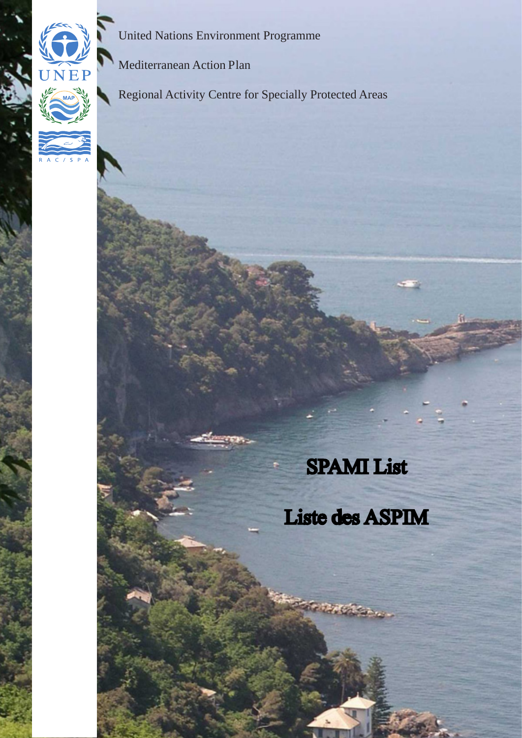United Nations Environment Programme

Mediterranean Action Plan

Regional Activity Centre for Specially Protected Areas

# SPAMI List

# Liste des ASPIM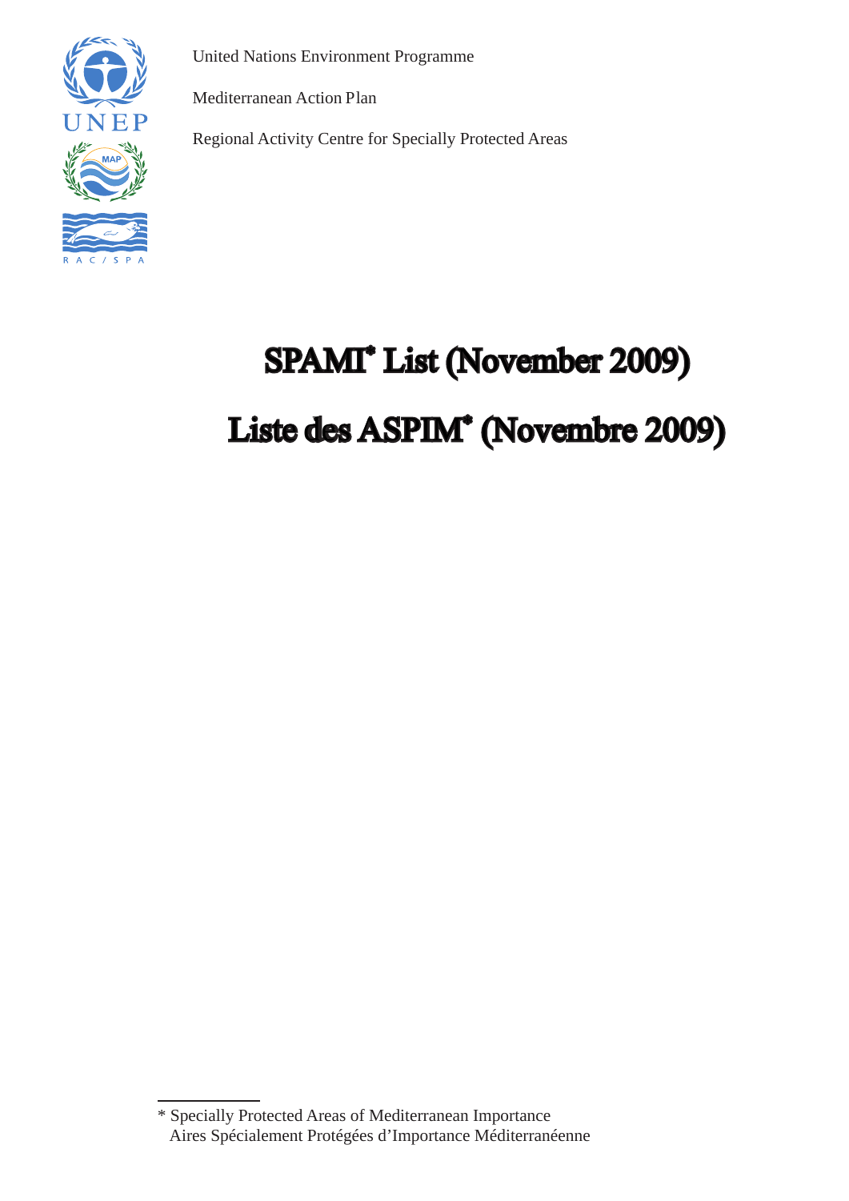United Nations Environment Programme

Mediterranean Action Plan

Regional Activity Centre for Specially Protected Areas

# SPAMI* List (November 2009)

# Liste des ASPIM* (Novembre 2009)

* Specially Protected Areas of Mediterranean Importance
  Aires Spécialement Protégées d'Importance Méditerranéenne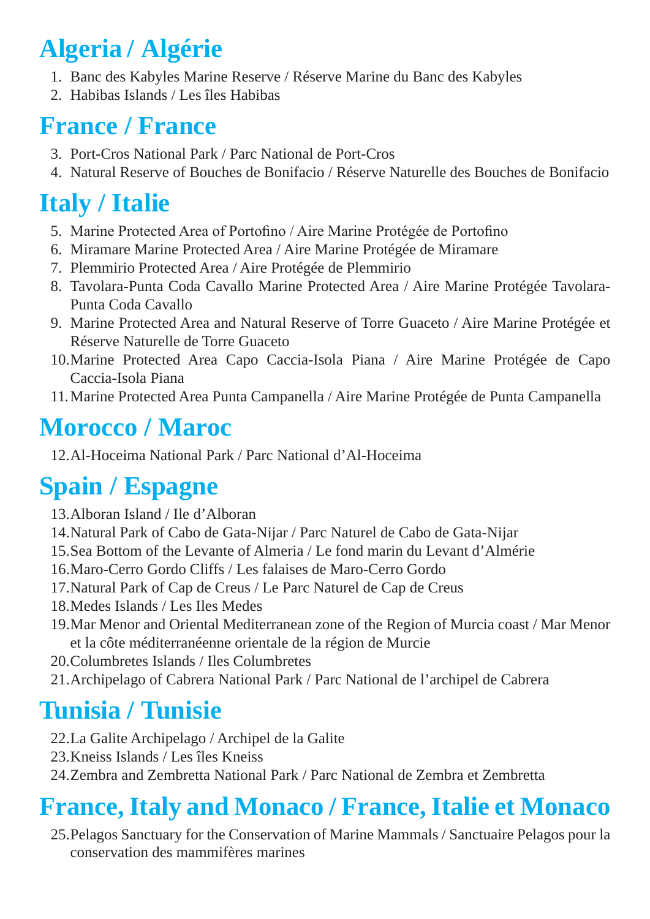# Algeria / Algérie

1. Banc des Kabyles Marine Reserve / Réserve Marine du Banc des Kabyles
2. Habibas Islands / Les îles Habibas

# France / France

3. Port-Cros National Park / Parc National de Port-Cros
4. Natural Reserve of Bouches de Bonifacio / Réserve Naturelle des Bouches de Bonifacio

# Italy / Italie

5. Marine Protected Area of Portofino / Aire Marine Protégée de Portofino
6. Miramare Marine Protected Area / Aire Marine Protégée de Miramare
7. Plemmirio Protected Area / Aire Protégée de Plemmirio
8. Tavolara-Punta Coda Cavallo Marine Protected Area / Aire Marine Protégée Tavolara-Punta Coda Cavallo
9. Marine Protected Area and Natural Reserve of Torre Guaceto / Aire Marine Protégée et Réserve Naturelle de Torre Guaceto
10. Marine Protected Area Capo Caccia-Isola Piana / Aire Marine Protégée de Capo Caccia-Isola Piana
11. Marine Protected Area Punta Campanella / Aire Marine Protégée de Punta Campanella

# Morocco / Maroc

12. Al-Hoceima National Park / Parc National d'Al-Hoceima

# Spain / Espagne

13. Alboran Island / Ile d'Alboran
14. Natural Park of Cabo de Gata-Nijar / Parc Naturel de Cabo de Gata-Nijar
15. Sea Bottom of the Levante of Almeria / Le fond marin du Levant d'Almérie
16. Maro-Cerro Gordo Cliffs / Les falaises de Maro-Cerro Gordo
17. Natural Park of Cap de Creus / Le Parc Naturel de Cap de Creus
18. Medes Islands / Les Iles Medes
19. Mar Menor and Oriental Mediterranean zone of the Region of Murcia coast / Mar Menor et la côte méditerranéenne orientale de la région de Murcie
20. Columbretes Islands / Iles Columbretes
21. Archipelago of Cabrera National Park / Parc National de l'archipel de Cabrera

# Tunisia / Tunisie

22. La Galite Archipelago / Archipel de la Galite
23. Kneiss Islands / Les îles Kneiss
24. Zembra and Zembretta National Park / Parc National de Zembra et Zembretta

# France, Italy and Monaco / France, Italie et Monaco

25. Pelagos Sanctuary for the Conservation of Marine Mammals / Sanctuaire Pelagos pour la conservation des mammifères marines